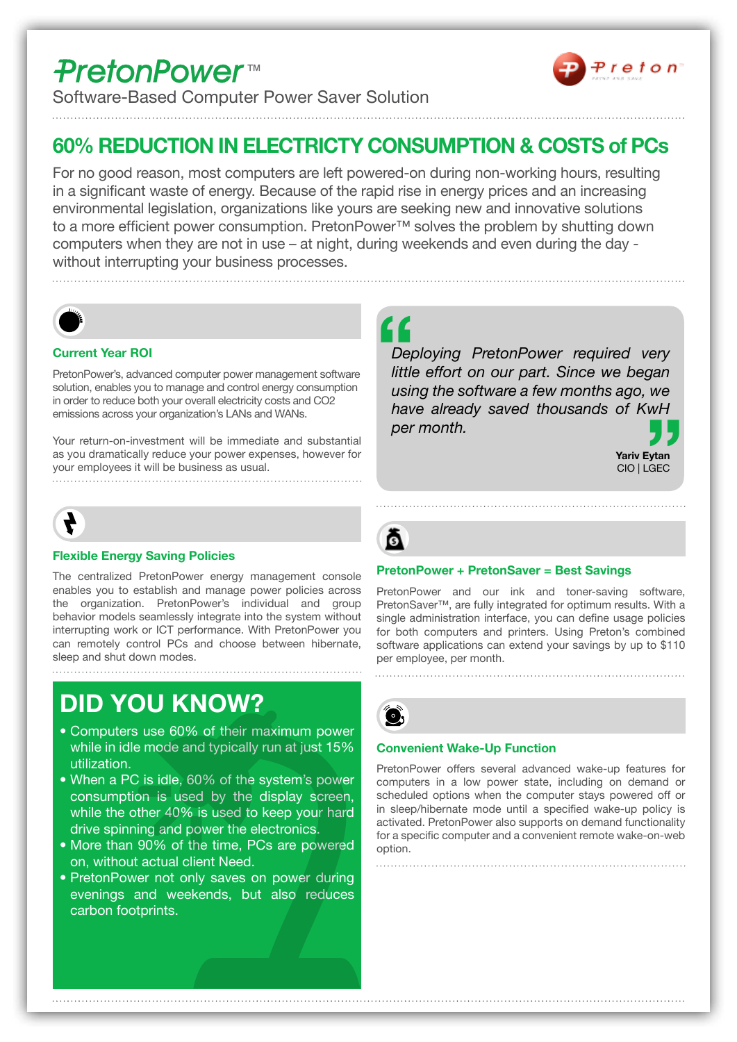# PretonPower™

Software-Based Computer Power Saver Solution

## 60% REDUCTION IN ELECTRICTY CONSUMPTION & COSTS of PCs

For no good reason, most computers are left powered-on during non-working hours, resulting in a significant waste of energy. Because of the rapid rise in energy prices and an increasing environmental legislation, organizations like yours are seeking new and innovative solutions to a more efficient power consumption. PretonPower™ solves the problem by shutting down computers when they are not in use – at night, during weekends and even during the day - without interrupting your business processes.

### Current Year ROI

PretonPower's, advanced computer power management software solution, enables you to manage and control energy consumption in order to reduce both your overall electricity costs and CO2 emissions across your organization's LANs and WANs.

Your return-on-investment will be immediate and substantial as you dramatically reduce your power expenses, however for your employees it will be business as usual.

### Flexible Energy Saving Policies

The centralized PretonPower energy management console enables you to establish and manage power policies across the organization. PretonPower's individual and group behavior models seamlessly integrate into the system without interrupting work or ICT performance. With PretonPower you can remotely control PCs and choose between hibernate, sleep and shut down modes.

## DID YOU KNOW?

- Computers use 60% of their maximum power while in idle mode and typically run at just 15% utilization.
- When a PC is idle, 60% of the system's power consumption is used by the display screen, while the other 40% is used to keep your hard drive spinning and power the electronics.
- More than 90% of the time, PCs are powered on, without actual client Need.
- PretonPower not only saves on power during evenings and weekends, but also reduces carbon footprints.

> *Deploying PretonPower required very little effort on our part. Since we began using the software a few months ago, we have already saved thousands of KwH per month.*
>
> **Yariv Eytan**
> CIO | LGEC

### PretonPower + PretonSaver = Best Savings

PretonPower and our ink and toner-saving software, PretonSaver™, are fully integrated for optimum results. With a single administration interface, you can define usage policies for both computers and printers. Using Preton's combined software applications can extend your savings by up to $110 per employee, per month.

### Convenient Wake-Up Function

PretonPower offers several advanced wake-up features for computers in a low power state, including on demand or scheduled options when the computer stays powered off or in sleep/hibernate mode until a specified wake-up policy is activated. PretonPower also supports on demand functionality for a specific computer and a convenient remote wake-on-web option.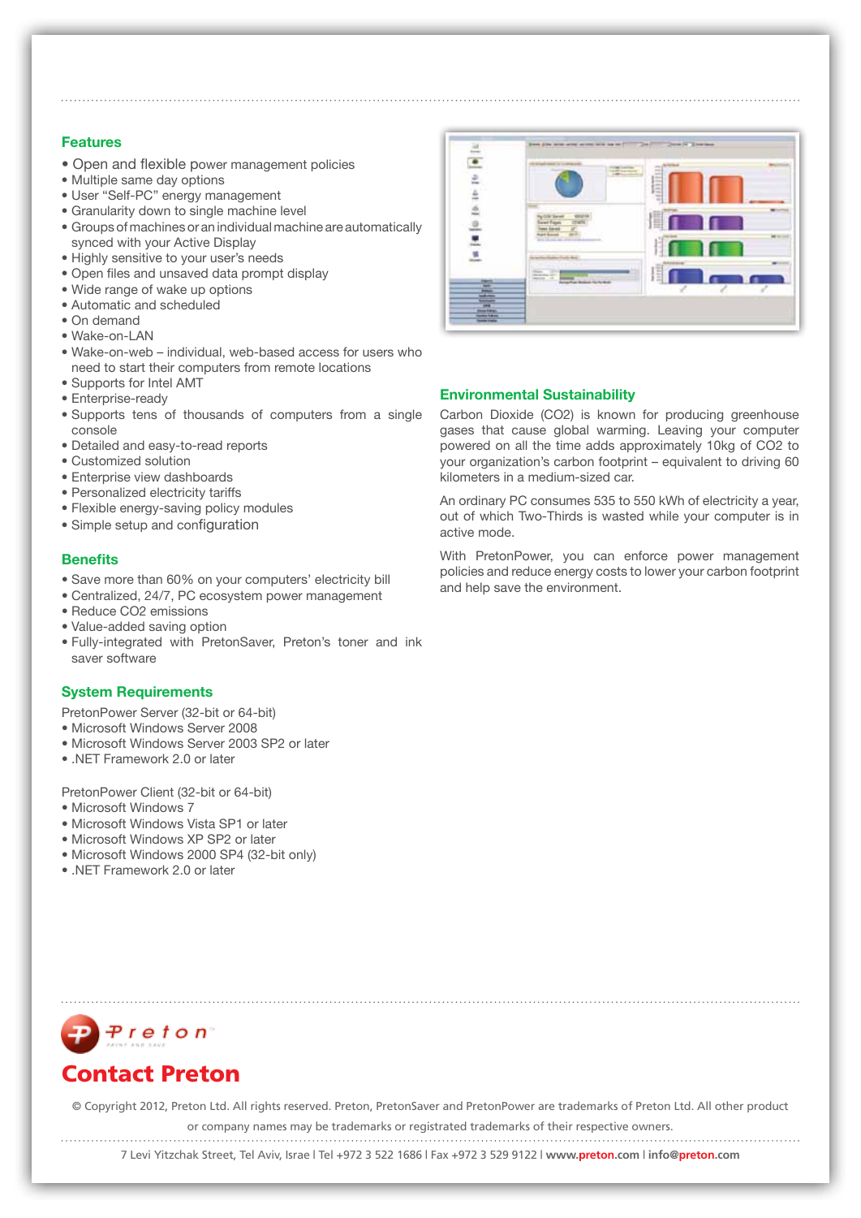## Features

- Open and flexible power management policies
- Multiple same day options
- User "Self-PC" energy management
- Granularity down to single machine level
- Groups of machines or an individual machine are automatically synced with your Active Display
- Highly sensitive to your user's needs
- Open files and unsaved data prompt display
- Wide range of wake up options
- Automatic and scheduled
- On demand
- Wake-on-LAN
- Wake-on-web – individual, web-based access for users who need to start their computers from remote locations
- Supports for Intel AMT
- Enterprise-ready
- Supports tens of thousands of computers from a single console
- Detailed and easy-to-read reports
- Customized solution
- Enterprise view dashboards
- Personalized electricity tariffs
- Flexible energy-saving policy modules
- Simple setup and configuration

## Benefits

- Save more than 60% on your computers' electricity bill
- Centralized, 24/7, PC ecosystem power management
- Reduce CO2 emissions
- Value-added saving option
- Fully-integrated with PretonSaver, Preton's toner and ink saver software

## System Requirements

PretonPower Server (32-bit or 64-bit)

- Microsoft Windows Server 2008
- Microsoft Windows Server 2003 SP2 or later
- .NET Framework 2.0 or later

PretonPower Client (32-bit or 64-bit)

- Microsoft Windows 7
- Microsoft Windows Vista SP1 or later
- Microsoft Windows XP SP2 or later
- Microsoft Windows 2000 SP4 (32-bit only)
- .NET Framework 2.0 or later

## Environmental Sustainability

Carbon Dioxide ($CO_2$) is known for producing greenhouse gases that cause global warming. Leaving your computer powered on all the time adds approximately 10kg of $CO_2$ to your organization's carbon footprint – equivalent to driving 60 kilometers in a medium-sized car.

An ordinary PC consumes 535 to 550 kWh of electricity a year, out of which Two-Thirds is wasted while your computer is in active mode.

With PretonPower, you can enforce power management policies and reduce energy costs to lower your carbon footprint and help save the environment.

Preton

PRINT AND SAVE

# Contact Preton

© Copyright 2012, Preton Ltd. All rights reserved. Preton, PretonSaver and PretonPower are trademarks of Preton Ltd. All other product or company names may be trademarks or registrated trademarks of their respective owners.

7 Levi Yitzchak Street, Tel Aviv, Israe | Tel +972 3 522 1686 | Fax +972 3 529 9122 | **www.preton.com** | **info@preton.com**